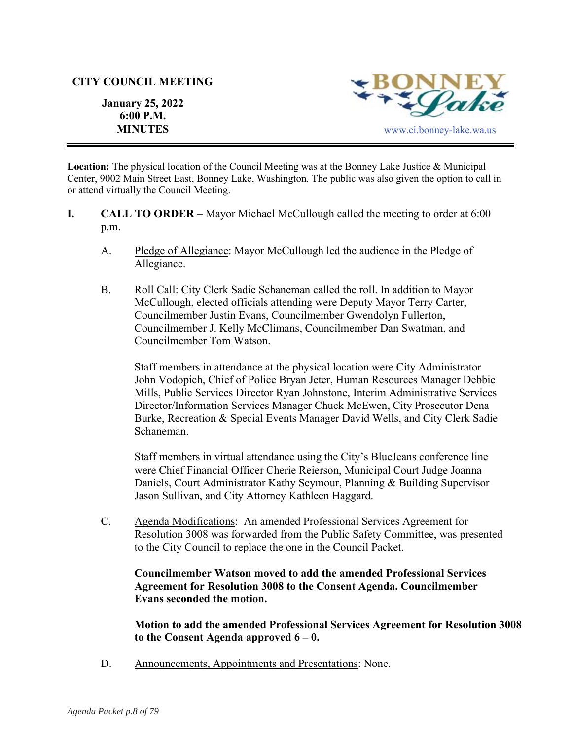**CITY COUNCIL MEETING**

**January 25, 2022**
**6:00 P.M.**
**MINUTES**

BONNEY Lake
www.ci.bonney-lake.wa.us

**Location:** The physical location of the Council Meeting was at the Bonney Lake Justice & Municipal Center, 9002 Main Street East, Bonney Lake, Washington. The public was also given the option to call in or attend virtually the Council Meeting.

**I. CALL TO ORDER** – Mayor Michael McCullough called the meeting to order at 6:00 p.m.

A. Pledge of Allegiance: Mayor McCullough led the audience in the Pledge of Allegiance.

B. Roll Call: City Clerk Sadie Schaneman called the roll. In addition to Mayor McCullough, elected officials attending were Deputy Mayor Terry Carter, Councilmember Justin Evans, Councilmember Gwendolyn Fullerton, Councilmember J. Kelly McClimans, Councilmember Dan Swatman, and Councilmember Tom Watson.

Staff members in attendance at the physical location were City Administrator John Vodopich, Chief of Police Bryan Jeter, Human Resources Manager Debbie Mills, Public Services Director Ryan Johnstone, Interim Administrative Services Director/Information Services Manager Chuck McEwen, City Prosecutor Dena Burke, Recreation & Special Events Manager David Wells, and City Clerk Sadie Schaneman.

Staff members in virtual attendance using the City's BlueJeans conference line were Chief Financial Officer Cherie Reierson, Municipal Court Judge Joanna Daniels, Court Administrator Kathy Seymour, Planning & Building Supervisor Jason Sullivan, and City Attorney Kathleen Haggard.

C. Agenda Modifications: An amended Professional Services Agreement for Resolution 3008 was forwarded from the Public Safety Committee, was presented to the City Council to replace the one in the Council Packet.

**Councilmember Watson moved to add the amended Professional Services Agreement for Resolution 3008 to the Consent Agenda. Councilmember Evans seconded the motion.**

**Motion to add the amended Professional Services Agreement for Resolution 3008 to the Consent Agenda approved 6 – 0.**

D. Announcements, Appointments and Presentations: None.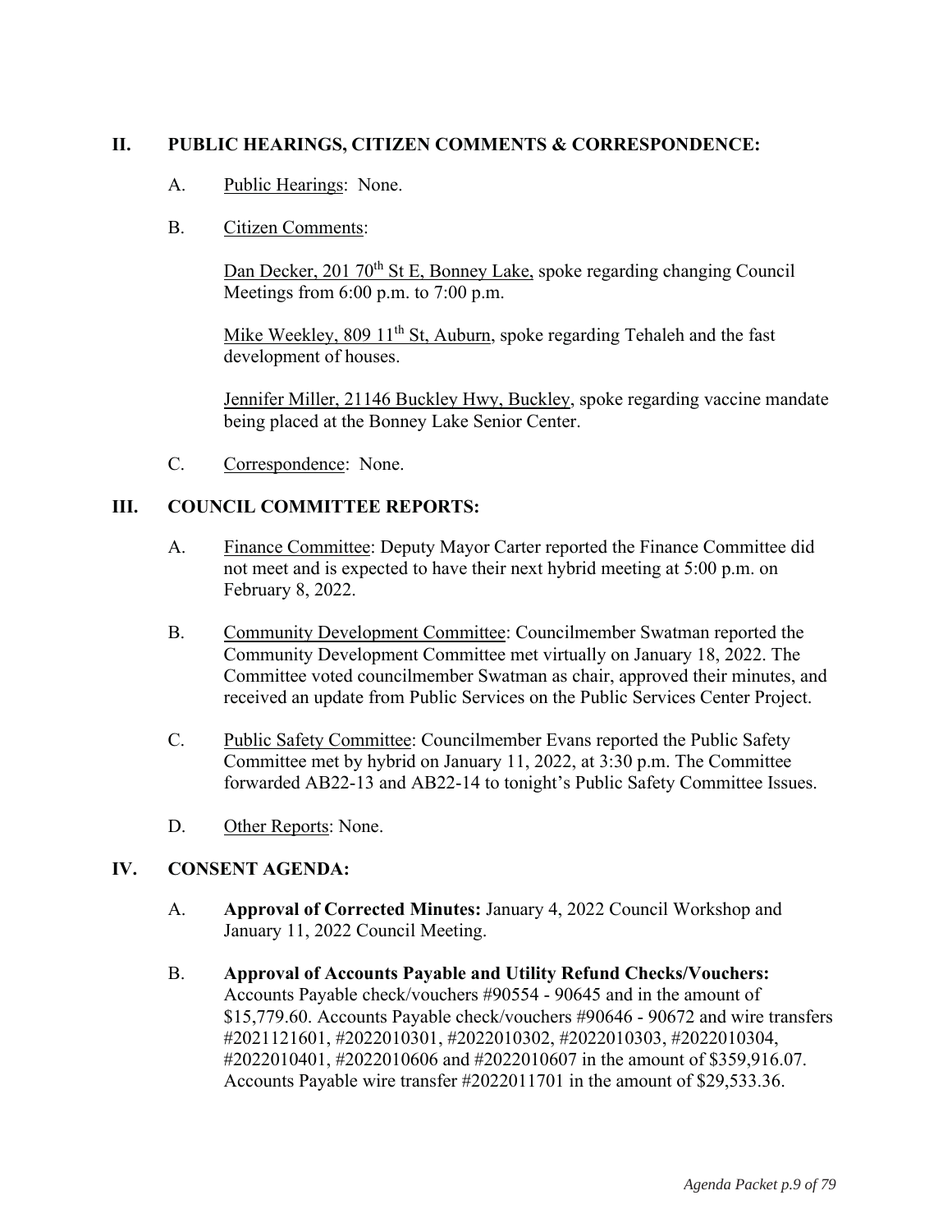## II. PUBLIC HEARINGS, CITIZEN COMMENTS & CORRESPONDENCE:

A. Public Hearings: None.

B. Citizen Comments:

Dan Decker, 201 70th St E, Bonney Lake, spoke regarding changing Council Meetings from 6:00 p.m. to 7:00 p.m.

Mike Weekley, 809 11th St, Auburn, spoke regarding Tehaleh and the fast development of houses.

Jennifer Miller, 21146 Buckley Hwy, Buckley, spoke regarding vaccine mandate being placed at the Bonney Lake Senior Center.

C. Correspondence: None.

## III. COUNCIL COMMITTEE REPORTS:

A. Finance Committee: Deputy Mayor Carter reported the Finance Committee did not meet and is expected to have their next hybrid meeting at 5:00 p.m. on February 8, 2022.

B. Community Development Committee: Councilmember Swatman reported the Community Development Committee met virtually on January 18, 2022. The Committee voted councilmember Swatman as chair, approved their minutes, and received an update from Public Services on the Public Services Center Project.

C. Public Safety Committee: Councilmember Evans reported the Public Safety Committee met by hybrid on January 11, 2022, at 3:30 p.m. The Committee forwarded AB22-13 and AB22-14 to tonight's Public Safety Committee Issues.

D. Other Reports: None.

## IV. CONSENT AGENDA:

A. **Approval of Corrected Minutes:** January 4, 2022 Council Workshop and January 11, 2022 Council Meeting.

B. **Approval of Accounts Payable and Utility Refund Checks/Vouchers:** Accounts Payable check/vouchers #90554 - 90645 and in the amount of $15,779.60. Accounts Payable check/vouchers #90646 - 90672 and wire transfers #2021121601, #2022010301, #2022010302, #2022010303, #2022010304, #2022010401, #2022010606 and #2022010607 in the amount of $359,916.07. Accounts Payable wire transfer #2022011701 in the amount of $29,533.36.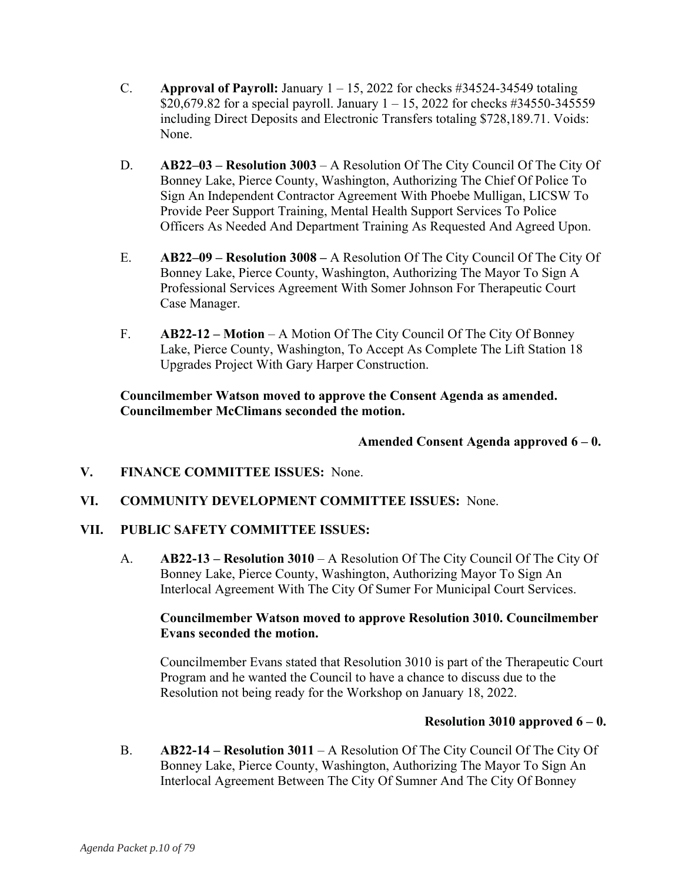C. **Approval of Payroll:** January 1 – 15, 2022 for checks #34524-34549 totaling $20,679.82 for a special payroll. January 1 – 15, 2022 for checks #34550-345559 including Direct Deposits and Electronic Transfers totaling $728,189.71. Voids: None.

D. **AB22–03 – Resolution 3003** – A Resolution Of The City Council Of The City Of Bonney Lake, Pierce County, Washington, Authorizing The Chief Of Police To Sign An Independent Contractor Agreement With Phoebe Mulligan, LICSW To Provide Peer Support Training, Mental Health Support Services To Police Officers As Needed And Department Training As Requested And Agreed Upon.

E. **AB22–09 – Resolution 3008 –** A Resolution Of The City Council Of The City Of Bonney Lake, Pierce County, Washington, Authorizing The Mayor To Sign A Professional Services Agreement With Somer Johnson For Therapeutic Court Case Manager.

F. **AB22-12 – Motion** – A Motion Of The City Council Of The City Of Bonney Lake, Pierce County, Washington, To Accept As Complete The Lift Station 18 Upgrades Project With Gary Harper Construction.

**Councilmember Watson moved to approve the Consent Agenda as amended. Councilmember McClimans seconded the motion.**

**Amended Consent Agenda approved 6 – 0.**

## V. FINANCE COMMITTEE ISSUES: None.

## VI. COMMUNITY DEVELOPMENT COMMITTEE ISSUES: None.

## VII. PUBLIC SAFETY COMMITTEE ISSUES:

A. **AB22-13 – Resolution 3010** – A Resolution Of The City Council Of The City Of Bonney Lake, Pierce County, Washington, Authorizing Mayor To Sign An Interlocal Agreement With The City Of Sumer For Municipal Court Services.

**Councilmember Watson moved to approve Resolution 3010. Councilmember Evans seconded the motion.**

Councilmember Evans stated that Resolution 3010 is part of the Therapeutic Court Program and he wanted the Council to have a chance to discuss due to the Resolution not being ready for the Workshop on January 18, 2022.

**Resolution 3010 approved 6 – 0.**

B. **AB22-14 – Resolution 3011** – A Resolution Of The City Council Of The City Of Bonney Lake, Pierce County, Washington, Authorizing The Mayor To Sign An Interlocal Agreement Between The City Of Sumner And The City Of Bonney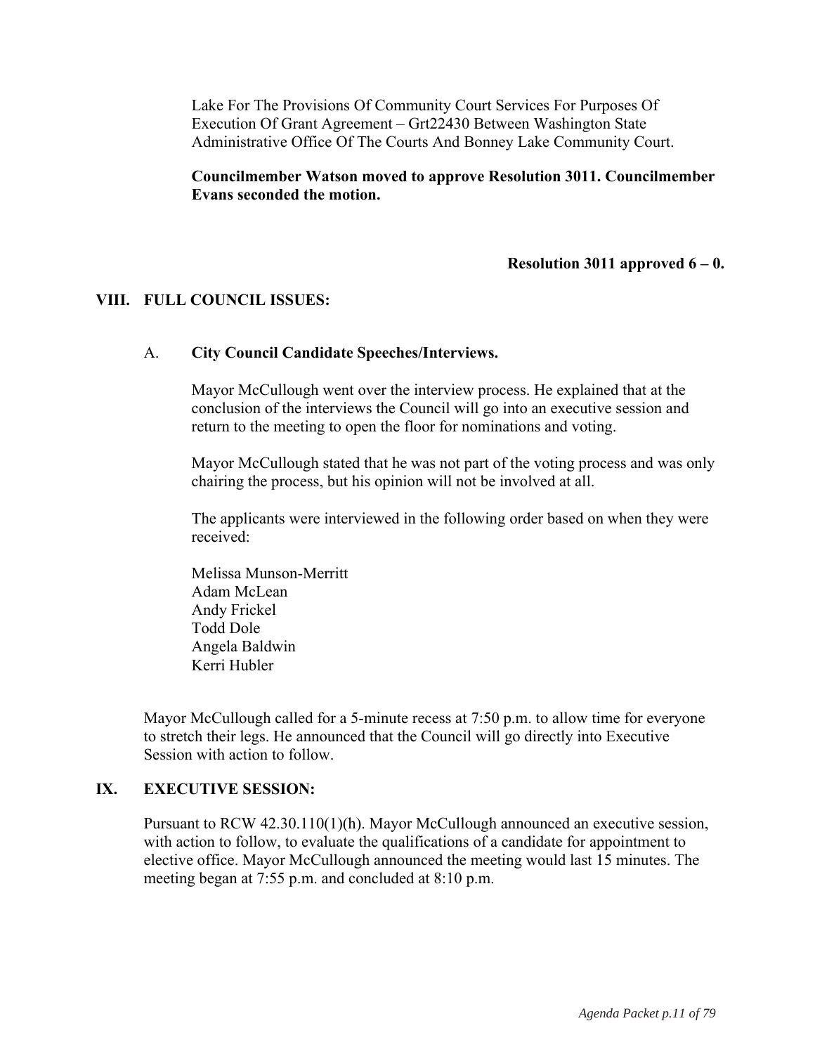Lake For The Provisions Of Community Court Services For Purposes Of Execution Of Grant Agreement – Grt22430 Between Washington State Administrative Office Of The Courts And Bonney Lake Community Court.

**Councilmember Watson moved to approve Resolution 3011. Councilmember Evans seconded the motion.**

**Resolution 3011 approved 6 – 0.**

## VIII. FULL COUNCIL ISSUES:

### A. City Council Candidate Speeches/Interviews.

Mayor McCullough went over the interview process. He explained that at the conclusion of the interviews the Council will go into an executive session and return to the meeting to open the floor for nominations and voting.

Mayor McCullough stated that he was not part of the voting process and was only chairing the process, but his opinion will not be involved at all.

The applicants were interviewed in the following order based on when they were received:

Melissa Munson-Merritt
Adam McLean
Andy Frickel
Todd Dole
Angela Baldwin
Kerri Hubler

Mayor McCullough called for a 5-minute recess at 7:50 p.m. to allow time for everyone to stretch their legs. He announced that the Council will go directly into Executive Session with action to follow.

## IX. EXECUTIVE SESSION:

Pursuant to RCW 42.30.110(1)(h). Mayor McCullough announced an executive session, with action to follow, to evaluate the qualifications of a candidate for appointment to elective office. Mayor McCullough announced the meeting would last 15 minutes. The meeting began at 7:55 p.m. and concluded at 8:10 p.m.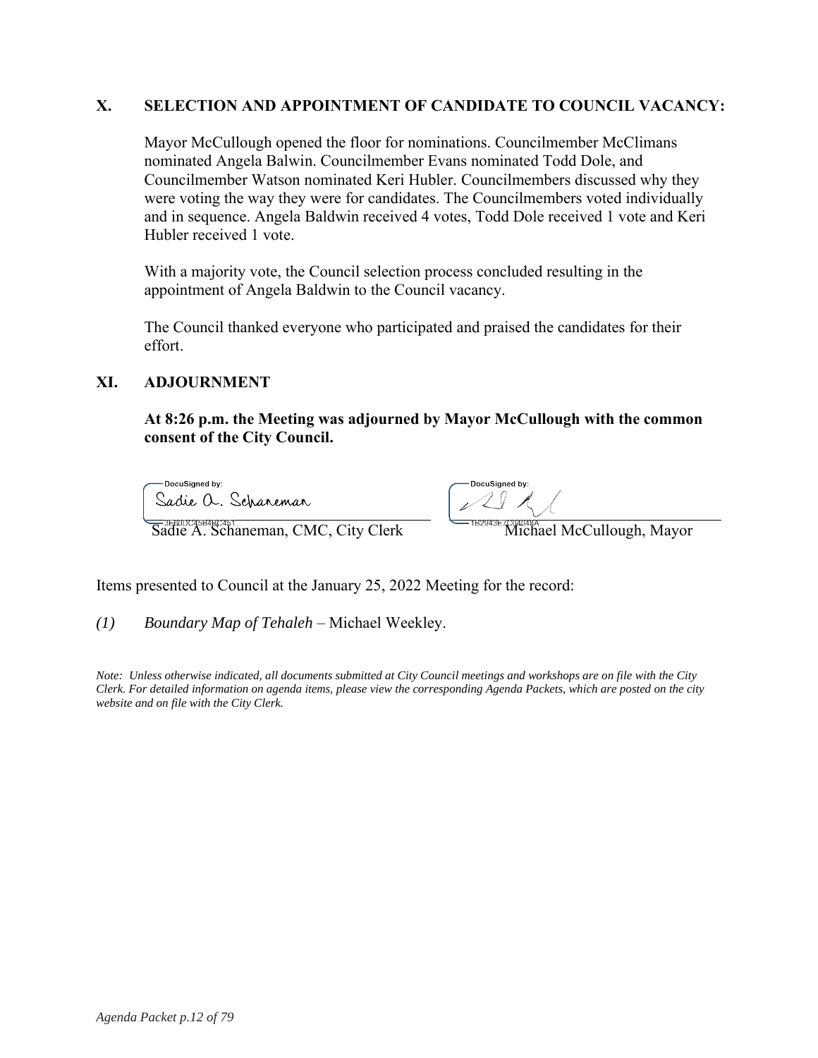## X. SELECTION AND APPOINTMENT OF CANDIDATE TO COUNCIL VACANCY:

Mayor McCullough opened the floor for nominations. Councilmember McClimans nominated Angela Balwin. Councilmember Evans nominated Todd Dole, and Councilmember Watson nominated Keri Hubler. Councilmembers discussed why they were voting the way they were for candidates. The Councilmembers voted individually and in sequence. Angela Baldwin received 4 votes, Todd Dole received 1 vote and Keri Hubler received 1 vote.

With a majority vote, the Council selection process concluded resulting in the appointment of Angela Baldwin to the Council vacancy.

The Council thanked everyone who participated and praised the candidates for their effort.

## XI. ADJOURNMENT

**At 8:26 p.m. the Meeting was adjourned by Mayor McCullough with the common consent of the City Council.**

DocuSigned by:
Sadie A. Schaneman
3E8D0C35B4BC451
Sadie A. Schaneman, CMC, City Clerk

DocuSigned by:
1B2943E7290049A
Michael McCullough, Mayor

Items presented to Council at the January 25, 2022 Meeting for the record:

*(1)* *Boundary Map of Tehaleh* – Michael Weekley.

*Note: Unless otherwise indicated, all documents submitted at City Council meetings and workshops are on file with the City Clerk. For detailed information on agenda items, please view the corresponding Agenda Packets, which are posted on the city website and on file with the City Clerk.*